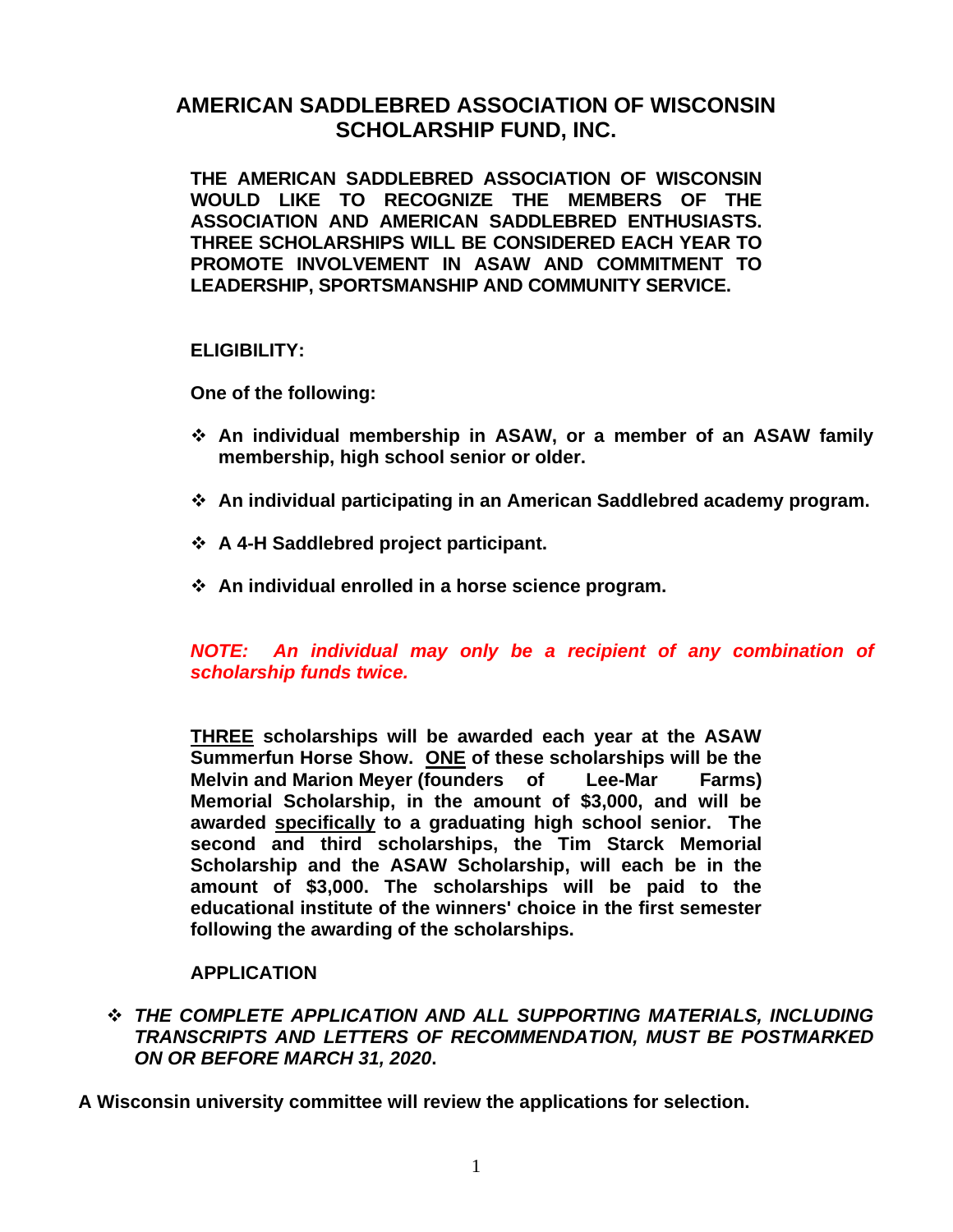# AMERICAN SADDLEBRED ASSOCIATION OF WISCONSIN SCHOLARSHIP FUND, INC.

**THE AMERICAN SADDLEBRED ASSOCIATION OF WISCONSIN WOULD LIKE TO RECOGNIZE THE MEMBERS OF THE ASSOCIATION AND AMERICAN SADDLEBRED ENTHUSIASTS. THREE SCHOLARSHIPS WILL BE CONSIDERED EACH YEAR TO PROMOTE INVOLVEMENT IN ASAW AND COMMITMENT TO LEADERSHIP, SPORTSMANSHIP AND COMMUNITY SERVICE.**

**ELIGIBILITY:**

**One of the following:**

- **An individual membership in ASAW, or a member of an ASAW family membership, high school senior or older.**
- **An individual participating in an American Saddlebred academy program.**
- **A 4-H Saddlebred project participant.**
- **An individual enrolled in a horse science program.**

***NOTE: An individual may only be a recipient of any combination of scholarship funds twice.***

**THREE scholarships will be awarded each year at the ASAW Summerfun Horse Show. ONE of these scholarships will be the Melvin and Marion Meyer (founders of Lee-Mar Farms) Memorial Scholarship, in the amount of $3,000, and will be awarded specifically to a graduating high school senior. The second and third scholarships, the Tim Starck Memorial Scholarship and the ASAW Scholarship, will each be in the amount of $3,000. The scholarships will be paid to the educational institute of the winners' choice in the first semester following the awarding of the scholarships.**

**APPLICATION**

- ***THE COMPLETE APPLICATION AND ALL SUPPORTING MATERIALS, INCLUDING TRANSCRIPTS AND LETTERS OF RECOMMENDATION, MUST BE POSTMARKED ON OR BEFORE MARCH 31, 2020.***

**A Wisconsin university committee will review the applications for selection.**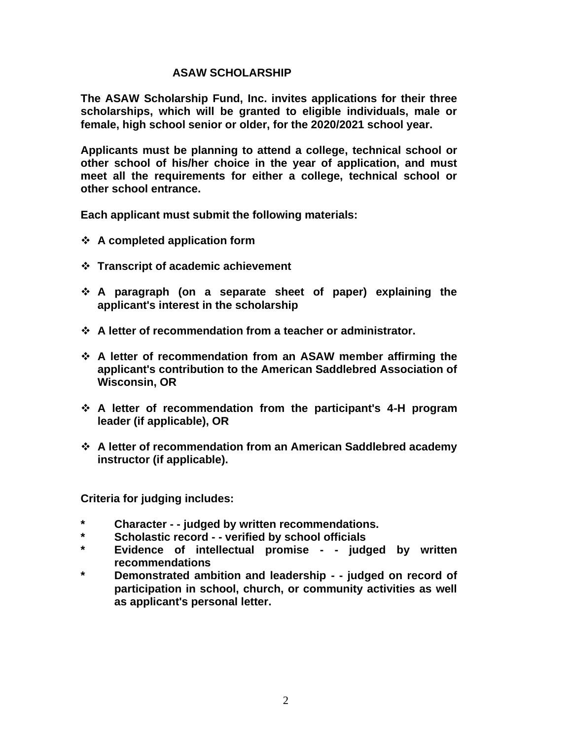# ASAW SCHOLARSHIP

**The ASAW Scholarship Fund, Inc. invites applications for their three scholarships, which will be granted to eligible individuals, male or female, high school senior or older, for the 2020/2021 school year.**

**Applicants must be planning to attend a college, technical school or other school of his/her choice in the year of application, and must meet all the requirements for either a college, technical school or other school entrance.**

**Each applicant must submit the following materials:**

- **A completed application form**
- **Transcript of academic achievement**
- **A paragraph (on a separate sheet of paper) explaining the applicant's interest in the scholarship**
- **A letter of recommendation from a teacher or administrator.**
- **A letter of recommendation from an ASAW member affirming the applicant's contribution to the American Saddlebred Association of Wisconsin, OR**
- **A letter of recommendation from the participant's 4-H program leader (if applicable), OR**
- **A letter of recommendation from an American Saddlebred academy instructor (if applicable).**

**Criteria for judging includes:**

- **Character - - judged by written recommendations.**
- **Scholastic record - - verified by school officials**
- **Evidence of intellectual promise - - judged by written recommendations**
- **Demonstrated ambition and leadership - - judged on record of participation in school, church, or community activities as well as applicant's personal letter.**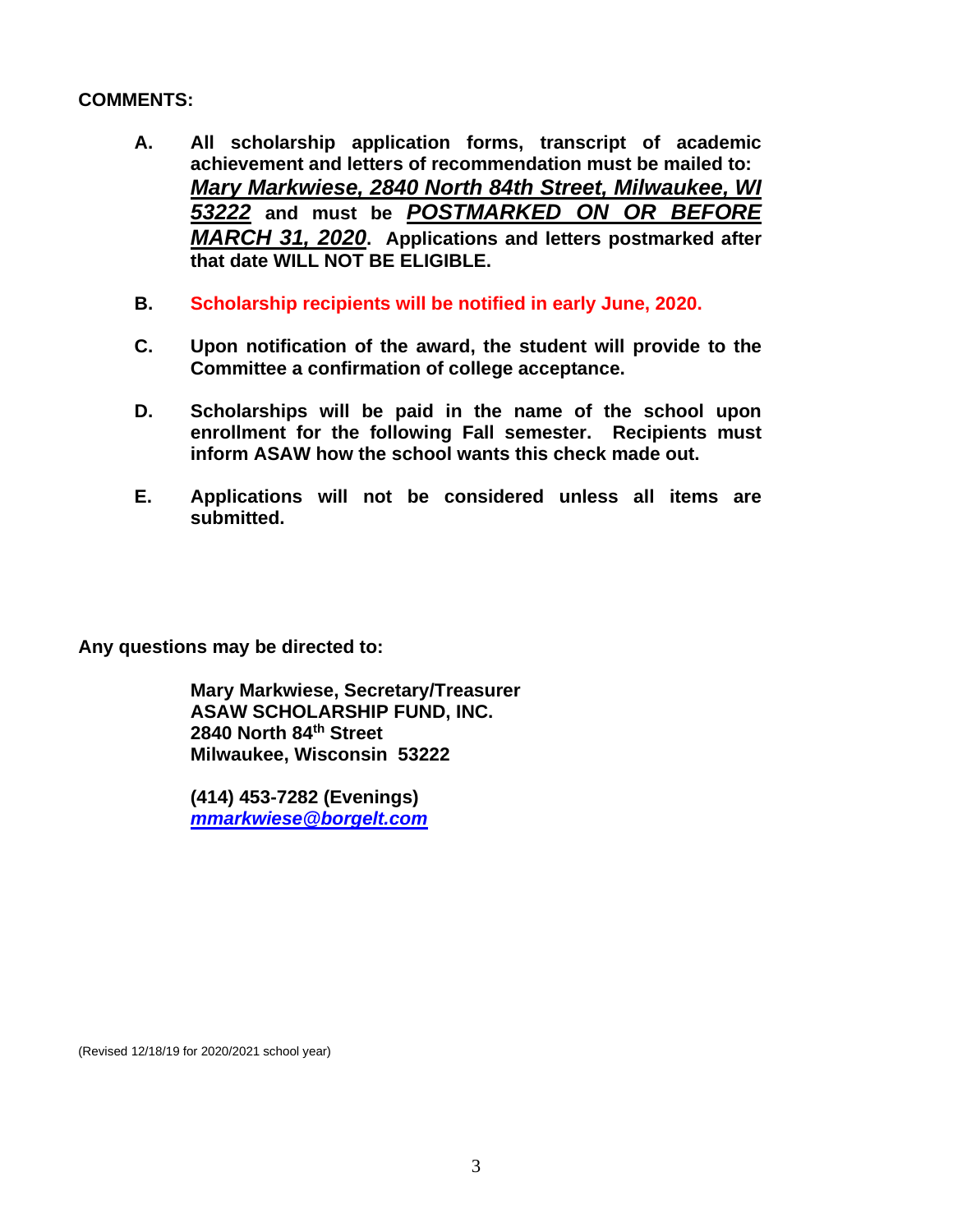**COMMENTS:**

**A.** **All scholarship application forms, transcript of academic achievement and letters of recommendation must be mailed to:** ***Mary Markwiese, 2840 North 84th Street, Milwaukee, WI 53222*** **and must be** ***POSTMARKED ON OR BEFORE MARCH 31, 2020*****. Applications and letters postmarked after that date WILL NOT BE ELIGIBLE.**

**B.** **Scholarship recipients will be notified in early June, 2020.**

**C.** **Upon notification of the award, the student will provide to the Committee a confirmation of college acceptance.**

**D.** **Scholarships will be paid in the name of the school upon enrollment for the following Fall semester. Recipients must inform ASAW how the school wants this check made out.**

**E.** **Applications will not be considered unless all items are submitted.**

**Any questions may be directed to:**

**Mary Markwiese, Secretary/Treasurer**
**ASAW SCHOLARSHIP FUND, INC.**
**2840 North 84th Street**
**Milwaukee, Wisconsin 53222**

**(414) 453-7282 (Evenings)**
***mmarkwiese@borgelt.com***

(Revised 12/18/19 for 2020/2021 school year)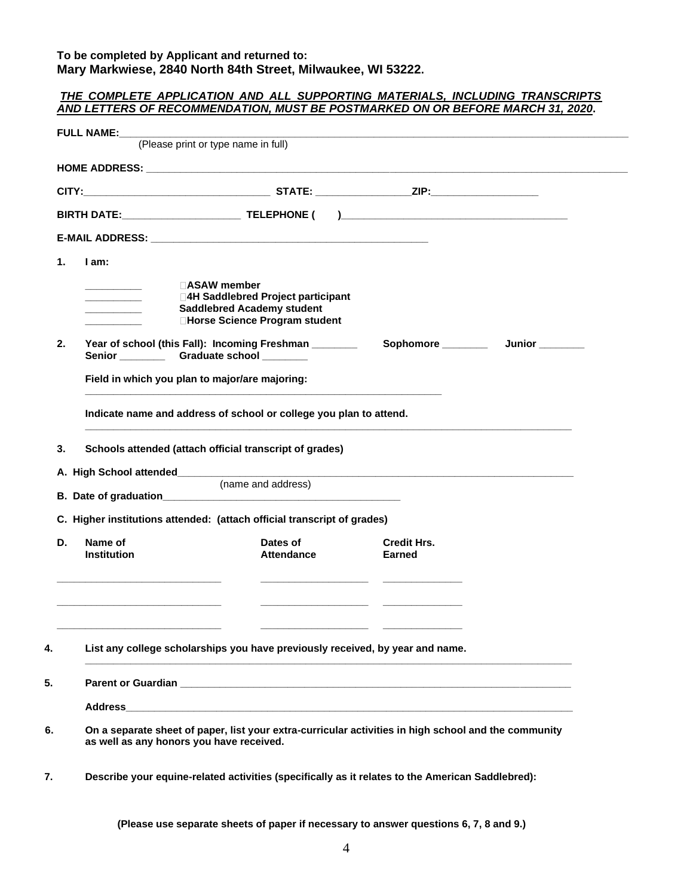**To be completed by Applicant and returned to:**
**Mary Markwiese, 2840 North 84th Street, Milwaukee, WI 53222.**

***THE COMPLETE APPLICATION AND ALL SUPPORTING MATERIALS, INCLUDING TRANSCRIPTS AND LETTERS OF RECOMMENDATION, MUST BE POSTMARKED ON OR BEFORE MARCH 31, 2020*.**

**FULL NAME:**______________________________________________________________________________
(Please print or type name in full)

**HOME ADDRESS:** __________________________________________________________________________

**CITY:**________________________________ **STATE:** ________________**ZIP:**__________________

**BIRTH DATE:**____________________ **TELEPHONE (    )**______________________________________

**E-MAIL ADDRESS:** ________________________________________________

**1. I am:**

__________ **ASAW member**
__________ **4H Saddlebred Project participant**
__________ **Saddlebred Academy student**
__________ **Horse Science Program student**

**2. Year of school (this Fall): Incoming Freshman** ________ **Sophomore** ________ **Junior** ________ **Senior** ________ **Graduate school** ________

**Field in which you plan to major/are majoring:**
_______________________________________________________________

**Indicate name and address of school or college you plan to attend.**
_______________________________________________________________________________

**3. Schools attended (attach official transcript of grades)**

**A. High School attended**_______________________________________________________________
(name and address)

**B. Date of graduation**__________________________________________

**C. Higher institutions attended: (attach official transcript of grades)**

| **D. Name of Institution** | **Dates of Attendance** | **Credit Hrs. Earned** |
|---|---|---|
| ____________________________ | __________________ | ______________ |
| ____________________________ | __________________ | ______________ |
| ____________________________ | __________________ | ______________ |

**4. List any college scholarships you have previously received, by year and name.**
_______________________________________________________________________________

**5. Parent or Guardian** _________________________________________________________________

**Address**________________________________________________________________________

**6. On a separate sheet of paper, list your extra-curricular activities in high school and the community as well as any honors you have received.**

**7. Describe your equine-related activities (specifically as it relates to the American Saddlebred):**

**(Please use separate sheets of paper if necessary to answer questions 6, 7, 8 and 9.)**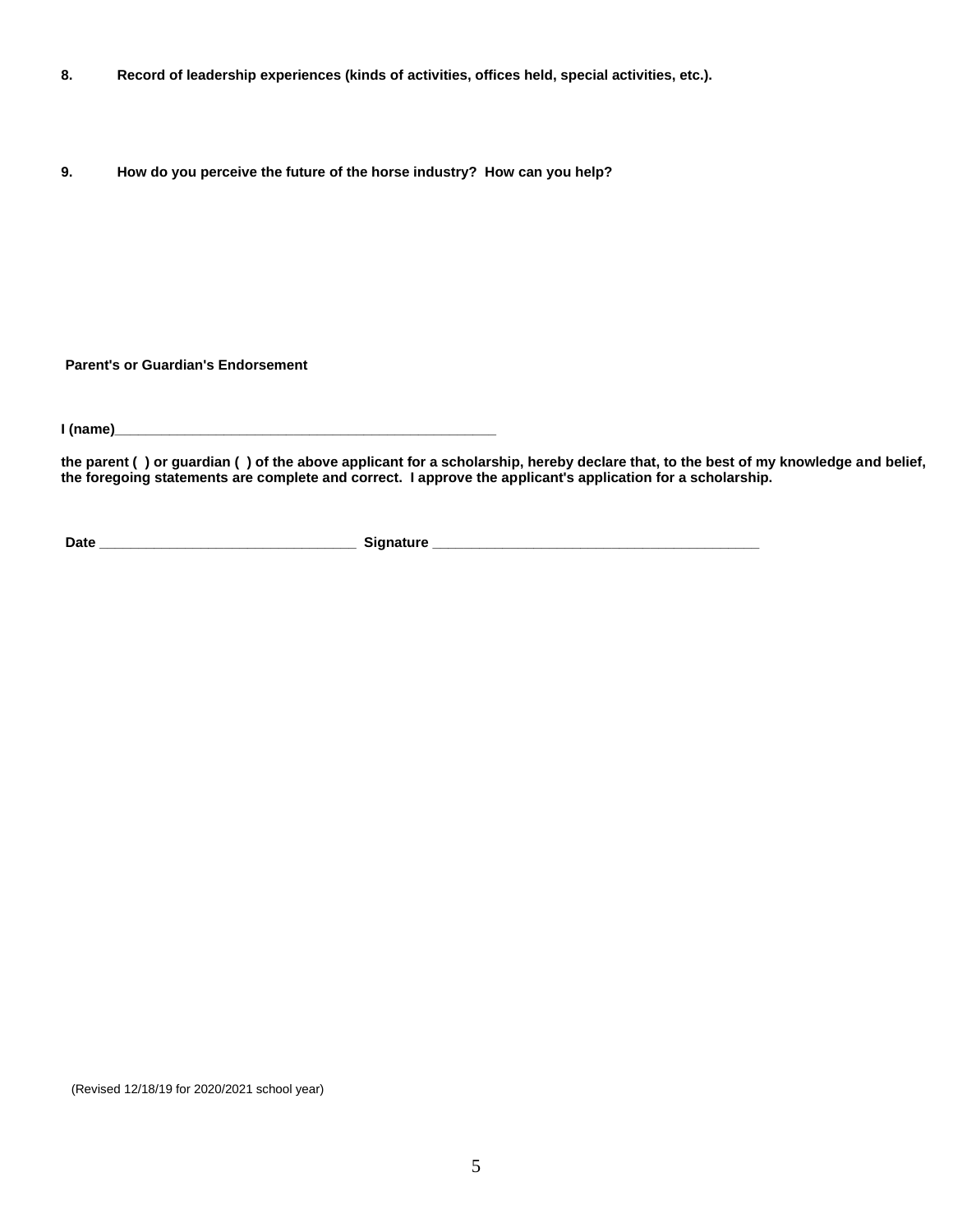**8. Record of leadership experiences (kinds of activities, offices held, special activities, etc.).**

**9. How do you perceive the future of the horse industry? How can you help?**

**Parent's or Guardian's Endorsement**

**I (name)__________________________________________________**

**the parent ( ) or guardian ( ) of the above applicant for a scholarship, hereby declare that, to the best of my knowledge and belief, the foregoing statements are complete and correct. I approve the applicant's application for a scholarship.**

**Date _________________________________ Signature __________________________________________**

(Revised 12/18/19 for 2020/2021 school year)